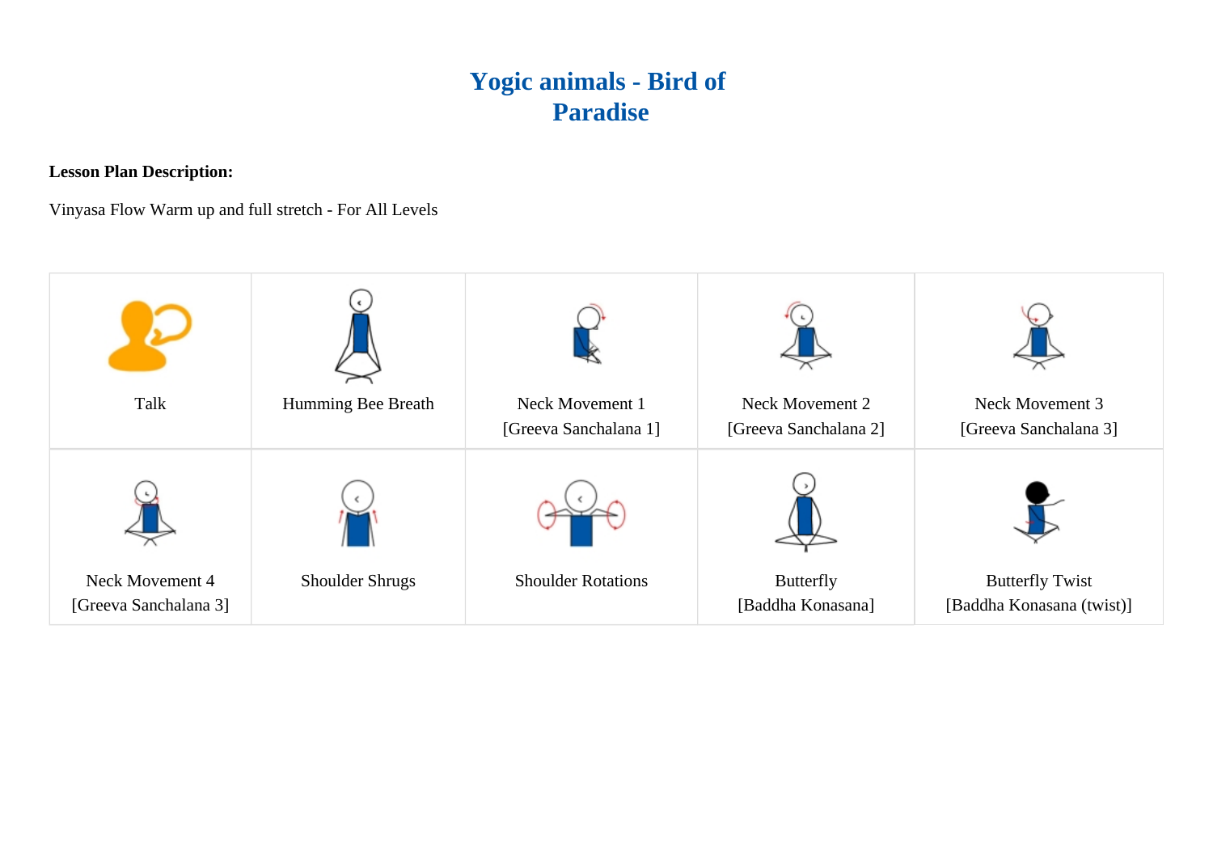# Yogic animals - Bird of Paradise

**Lesson Plan Description:**

Vinyasa Flow Warm up and full stretch - For All Levels

| | | | | |
|---|---|---|---|---|
| Talk | Humming Bee Breath | Neck Movement 1 [Greeva Sanchalana 1] | Neck Movement 2 [Greeva Sanchalana 2] | Neck Movement 3 [Greeva Sanchalana 3] |
| Neck Movement 4 [Greeva Sanchalana 3] | Shoulder Shrugs | Shoulder Rotations | Butterfly [Baddha Konasana] | Butterfly Twist [Baddha Konasana (twist)] |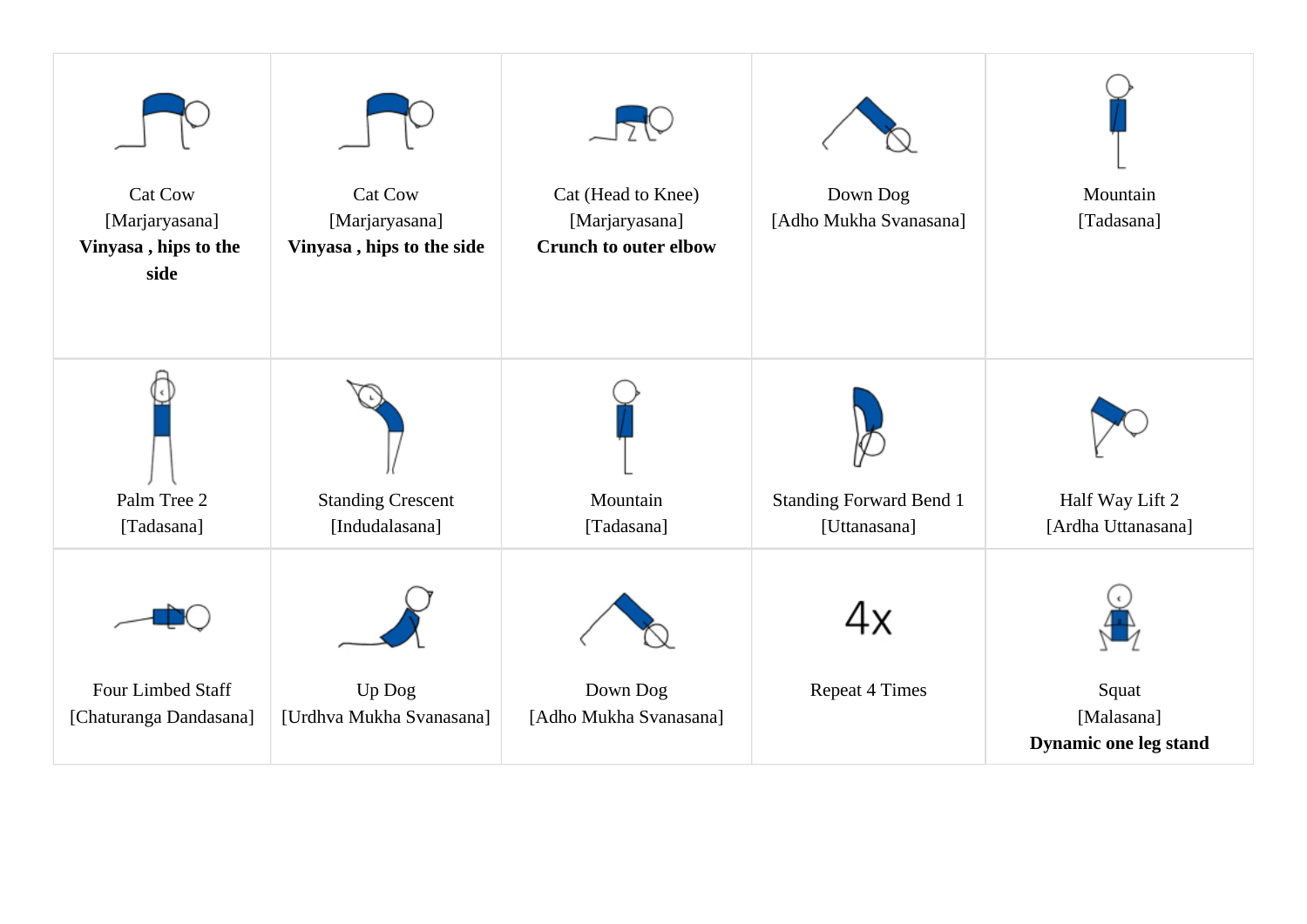| | | | | |
|---|---|---|---|---|
| Cat Cow<br>[Marjaryasana]<br>**Vinyasa , hips to the side** | Cat Cow<br>[Marjaryasana]<br>**Vinyasa , hips to the side** | Cat (Head to Knee)<br>[Marjaryasana]<br>**Crunch to outer elbow** | Down Dog<br>[Adho Mukha Svanasana] | Mountain<br>[Tadasana] |
| Palm Tree 2<br>[Tadasana] | Standing Crescent<br>[Indudalasana] | Mountain<br>[Tadasana] | Standing Forward Bend 1<br>[Uttanasana] | Half Way Lift 2<br>[Ardha Uttanasana] |
| Four Limbed Staff<br>[Chaturanga Dandasana] | Up Dog<br>[Urdhva Mukha Svanasana] | Down Dog<br>[Adho Mukha Svanasana] | 4x<br>Repeat 4 Times | Squat<br>[Malasana]<br>**Dynamic one leg stand** |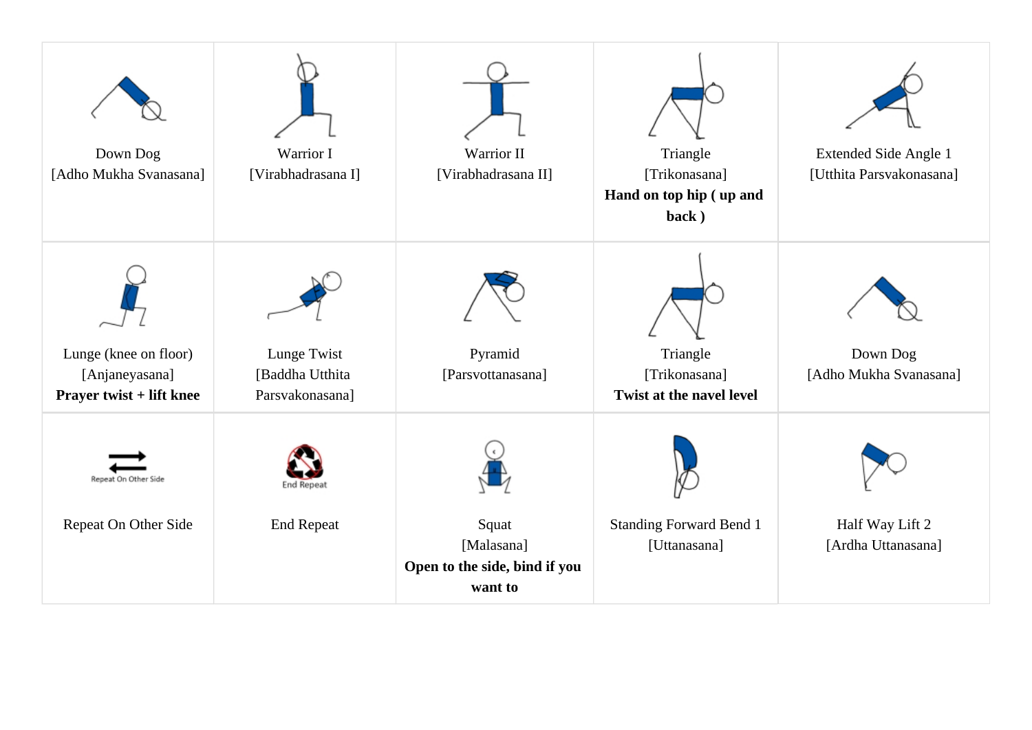| | | | | |
|---|---|---|---|---|
| Down Dog<br>[Adho Mukha Svanasana] | Warrior I<br>[Virabhadrasana I] | Warrior II<br>[Virabhadrasana II] | Triangle<br>[Trikonasana]<br>**Hand on top hip ( up and back )** | Extended Side Angle 1<br>[Utthita Parsvakonasana] |
| Lunge (knee on floor)<br>[Anjaneyasana]<br>**Prayer twist + lift knee** | Lunge Twist<br>[Baddha Utthita Parsvakonasana] | Pyramid<br>[Parsvottanasana] | Triangle<br>[Trikonasana]<br>**Twist at the navel level** | Down Dog<br>[Adho Mukha Svanasana] |
| Repeat On Other Side<br><br>Repeat On Other Side | End Repeat<br><br>End Repeat | Squat<br>[Malasana]<br>**Open to the side, bind if you want to** | Standing Forward Bend 1<br>[Uttanasana] | Half Way Lift 2<br>[Ardha Uttanasana] |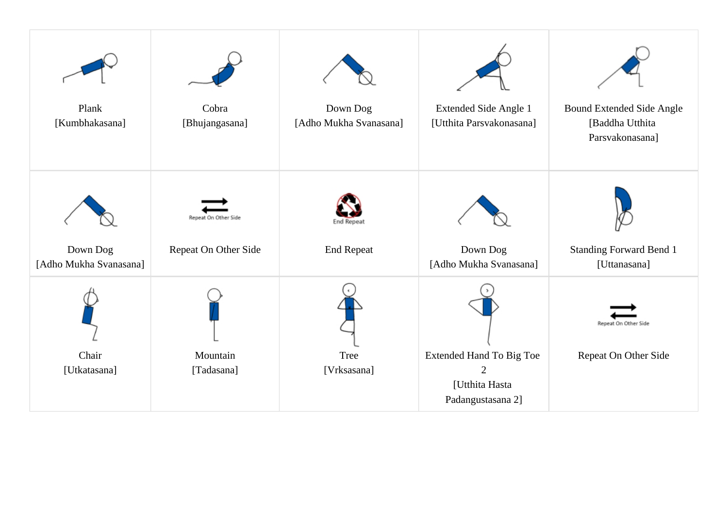| | | | | |
|---|---|---|---|---|
| Plank [Kumbhakasana] | Cobra [Bhujangasana] | Down Dog [Adho Mukha Svanasana] | Extended Side Angle 1 [Utthita Parsvakonasana] | Bound Extended Side Angle [Baddha Utthita Parsvakonasana] |
| Down Dog [Adho Mukha Svanasana] | Repeat On Other Side | End Repeat | Down Dog [Adho Mukha Svanasana] | Standing Forward Bend 1 [Uttanasana] |
| Chair [Utkatasana] | Mountain [Tadasana] | Tree [Vrksasana] | Extended Hand To Big Toe 2 [Utthita Hasta Padangustasana 2] | Repeat On Other Side |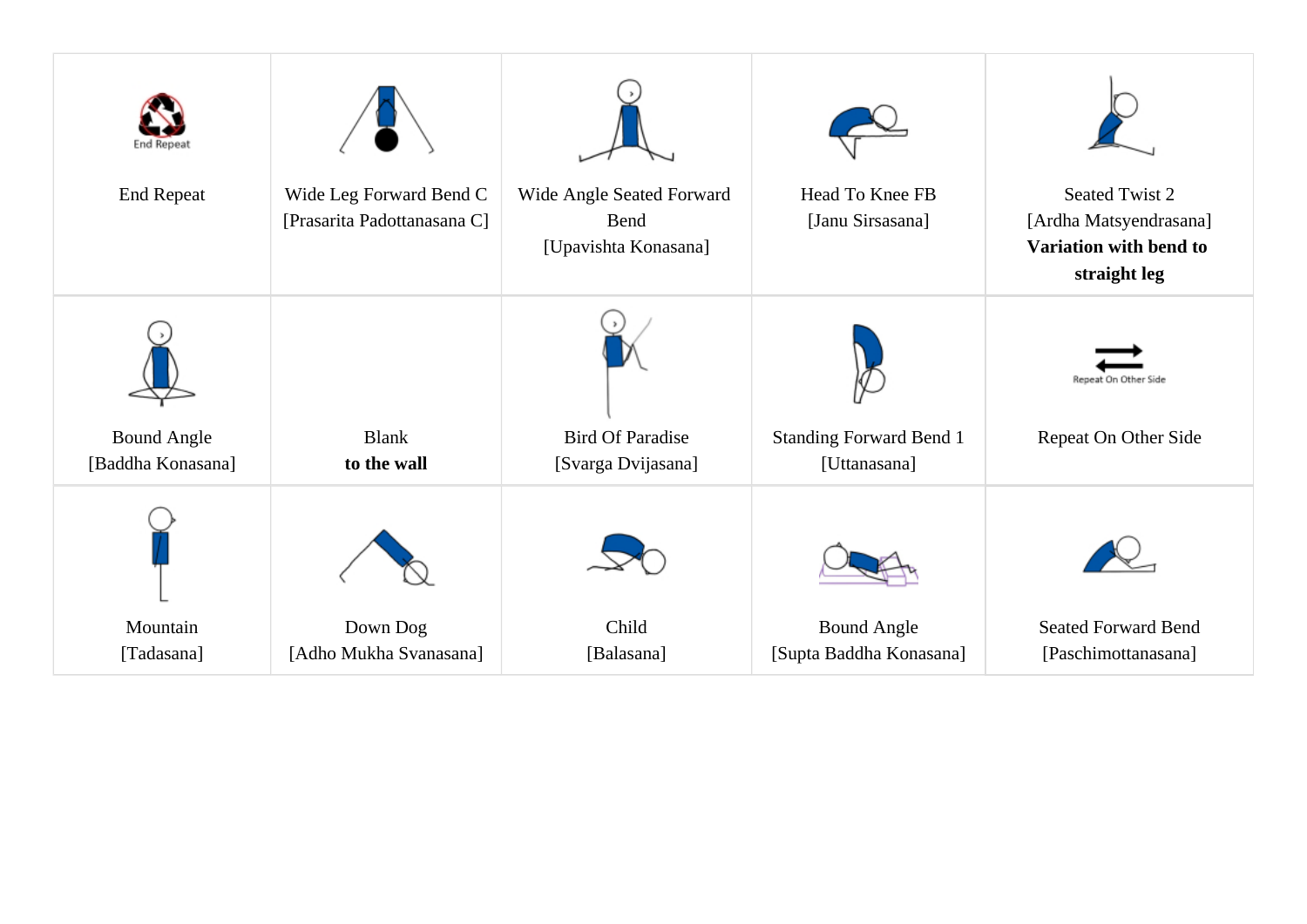| | | | | |
|---|---|---|---|---|
| End Repeat | Wide Leg Forward Bend C<br>[Prasarita Padottanasana C] | Wide Angle Seated Forward Bend<br>[Upavishta Konasana] | Head To Knee FB<br>[Janu Sirsasana] | Seated Twist 2<br>[Ardha Matsyendrasana]<br>**Variation with bend to straight leg** |
| Bound Angle<br>[Baddha Konasana] | Blank<br>**to the wall** | Bird Of Paradise<br>[Svarga Dvijasana] | Standing Forward Bend 1<br>[Uttanasana] | Repeat On Other Side |
| Mountain<br>[Tadasana] | Down Dog<br>[Adho Mukha Svanasana] | Child<br>[Balasana] | Bound Angle<br>[Supta Baddha Konasana] | Seated Forward Bend<br>[Paschimottanasana] |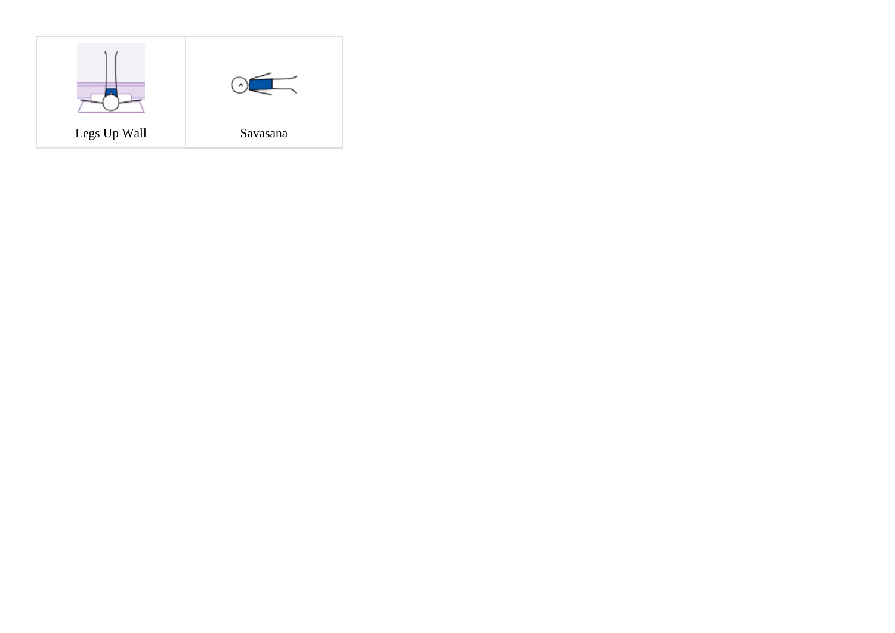| | |
|---|---|
| Legs Up Wall | Savasana |